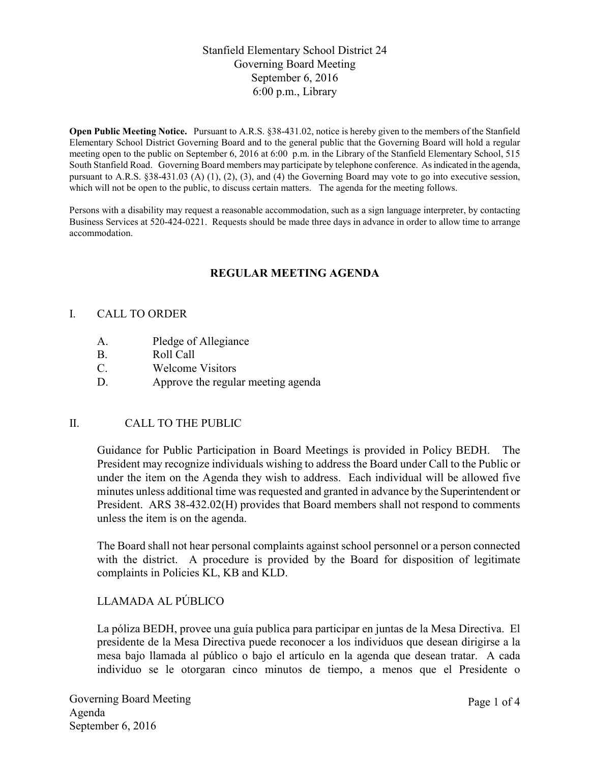Stanfield Elementary School District 24
Governing Board Meeting
September 6, 2016
6:00 p.m., Library

**Open Public Meeting Notice.** Pursuant to A.R.S. §38-431.02, notice is hereby given to the members of the Stanfield Elementary School District Governing Board and to the general public that the Governing Board will hold a regular meeting open to the public on September 6, 2016 at 6:00 p.m. in the Library of the Stanfield Elementary School, 515 South Stanfield Road. Governing Board members may participate by telephone conference. As indicated in the agenda, pursuant to A.R.S. §38-431.03 (A) (1), (2), (3), and (4) the Governing Board may vote to go into executive session, which will not be open to the public, to discuss certain matters. The agenda for the meeting follows.

Persons with a disability may request a reasonable accommodation, such as a sign language interpreter, by contacting Business Services at 520-424-0221. Requests should be made three days in advance in order to allow time to arrange accommodation.

## REGULAR MEETING AGENDA

I. CALL TO ORDER

- A. Pledge of Allegiance
- B. Roll Call
- C. Welcome Visitors
- D. Approve the regular meeting agenda

II. CALL TO THE PUBLIC

Guidance for Public Participation in Board Meetings is provided in Policy BEDH. The President may recognize individuals wishing to address the Board under Call to the Public or under the item on the Agenda they wish to address. Each individual will be allowed five minutes unless additional time was requested and granted in advance by the Superintendent or President. ARS 38-432.02(H) provides that Board members shall not respond to comments unless the item is on the agenda.

The Board shall not hear personal complaints against school personnel or a person connected with the district. A procedure is provided by the Board for disposition of legitimate complaints in Policies KL, KB and KLD.

LLAMADA AL PÚBLICO

La póliza BEDH, provee una guía publica para participar en juntas de la Mesa Directiva. El presidente de la Mesa Directiva puede reconocer a los individuos que desean dirigirse a la mesa bajo llamada al público o bajo el artículo en la agenda que desean tratar. A cada individuo se le otorgaran cinco minutos de tiempo, a menos que el Presidente o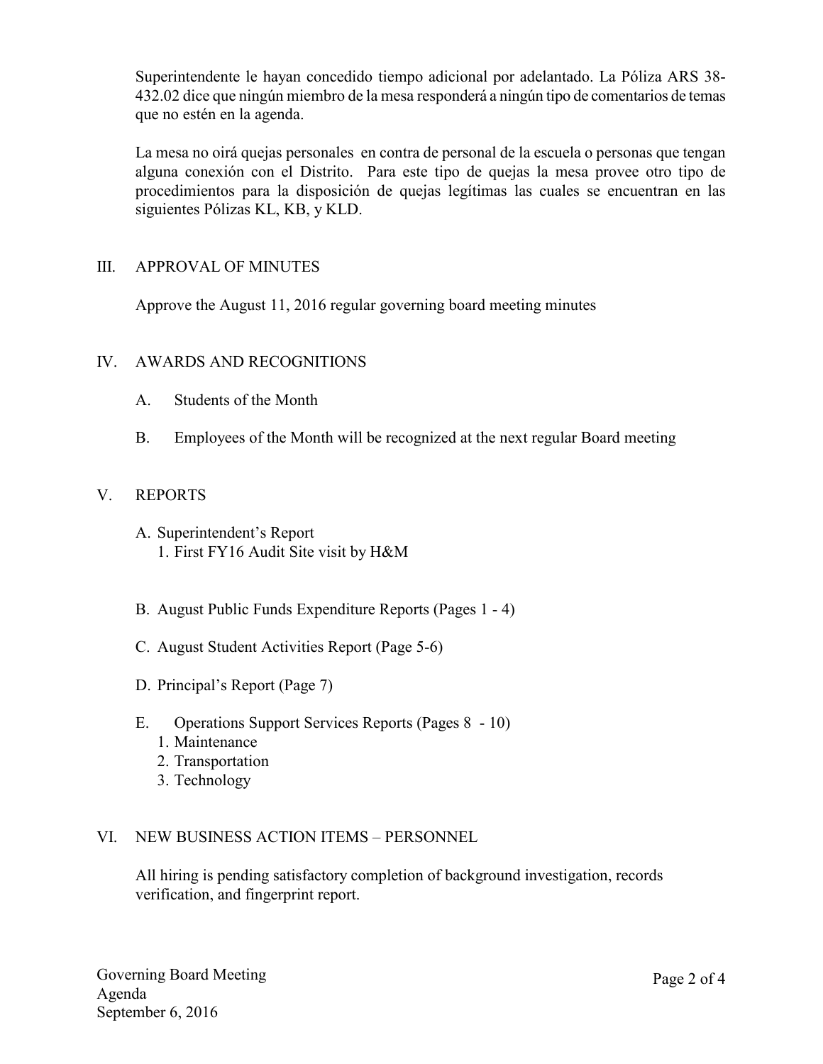Superintendente le hayan concedido tiempo adicional por adelantado. La Póliza ARS 38-432.02 dice que ningún miembro de la mesa responderá a ningún tipo de comentarios de temas que no estén en la agenda.

La mesa no oirá quejas personales en contra de personal de la escuela o personas que tengan alguna conexión con el Distrito. Para este tipo de quejas la mesa provee otro tipo de procedimientos para la disposición de quejas legítimas las cuales se encuentran en las siguientes Pólizas KL, KB, y KLD.

## III. APPROVAL OF MINUTES

Approve the August 11, 2016 regular governing board meeting minutes

## IV. AWARDS AND RECOGNITIONS

A. Students of the Month

B. Employees of the Month will be recognized at the next regular Board meeting

## V. REPORTS

A. Superintendent's Report
   1. First FY16 Audit Site visit by H&M

B. August Public Funds Expenditure Reports (Pages 1 - 4)

C. August Student Activities Report (Page 5-6)

D. Principal's Report (Page 7)

E. Operations Support Services Reports (Pages 8 - 10)
   1. Maintenance
   2. Transportation
   3. Technology

## VI. NEW BUSINESS ACTION ITEMS – PERSONNEL

All hiring is pending satisfactory completion of background investigation, records verification, and fingerprint report.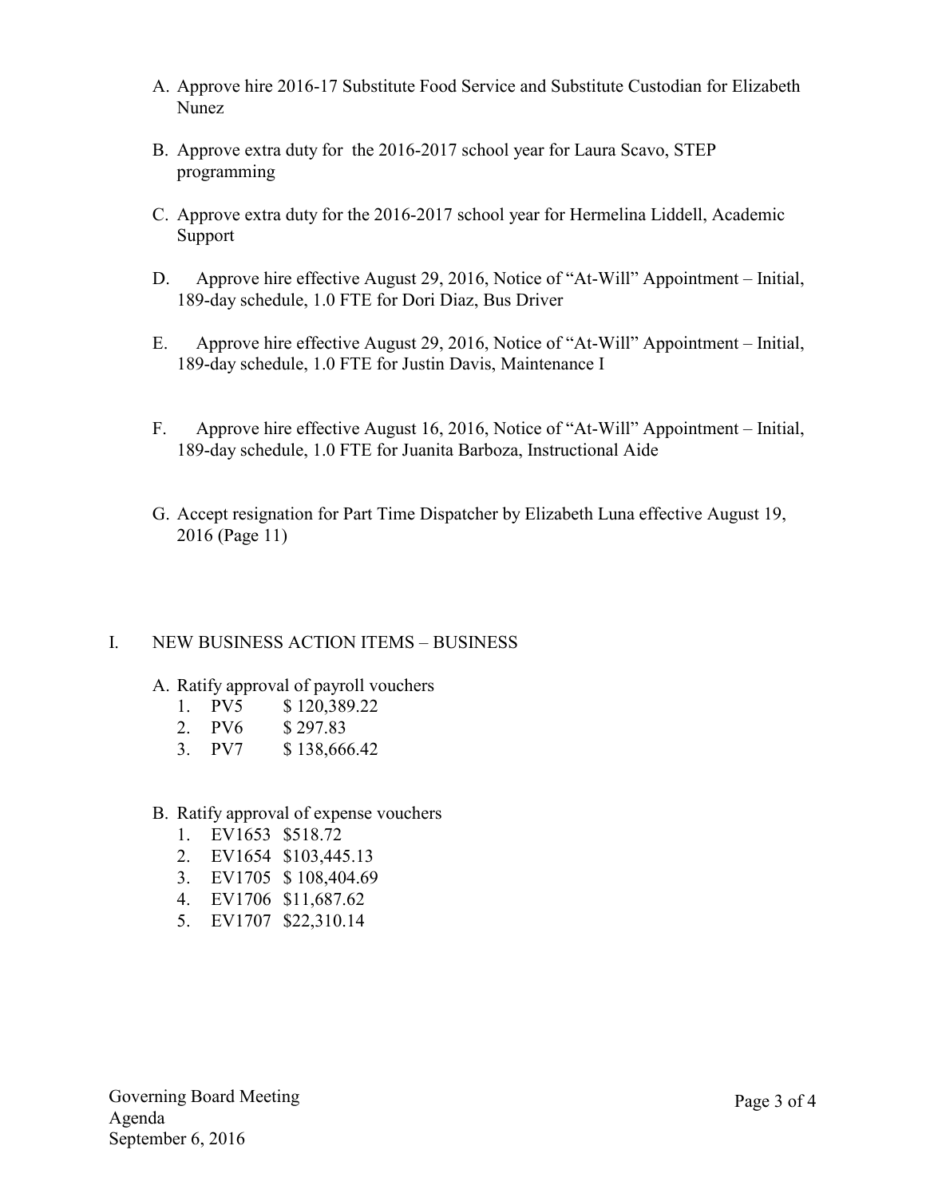A. Approve hire 2016-17 Substitute Food Service and Substitute Custodian for Elizabeth Nunez

B. Approve extra duty for the 2016-2017 school year for Laura Scavo, STEP programming

C. Approve extra duty for the 2016-2017 school year for Hermelina Liddell, Academic Support

D. Approve hire effective August 29, 2016, Notice of "At-Will" Appointment – Initial, 189-day schedule, 1.0 FTE for Dori Diaz, Bus Driver

E. Approve hire effective August 29, 2016, Notice of "At-Will" Appointment – Initial, 189-day schedule, 1.0 FTE for Justin Davis, Maintenance I

F. Approve hire effective August 16, 2016, Notice of "At-Will" Appointment – Initial, 189-day schedule, 1.0 FTE for Juanita Barboza, Instructional Aide

G. Accept resignation for Part Time Dispatcher by Elizabeth Luna effective August 19, 2016 (Page 11)

## I. NEW BUSINESS ACTION ITEMS – BUSINESS

A. Ratify approval of payroll vouchers
   1. PV5 $ 120,389.22
   2. PV6 $ 297.83
   3. PV7 $ 138,666.42

B. Ratify approval of expense vouchers
   1. EV1653 $518.72
   2. EV1654 $103,445.13
   3. EV1705 $ 108,404.69
   4. EV1706 $11,687.62
   5. EV1707 $22,310.14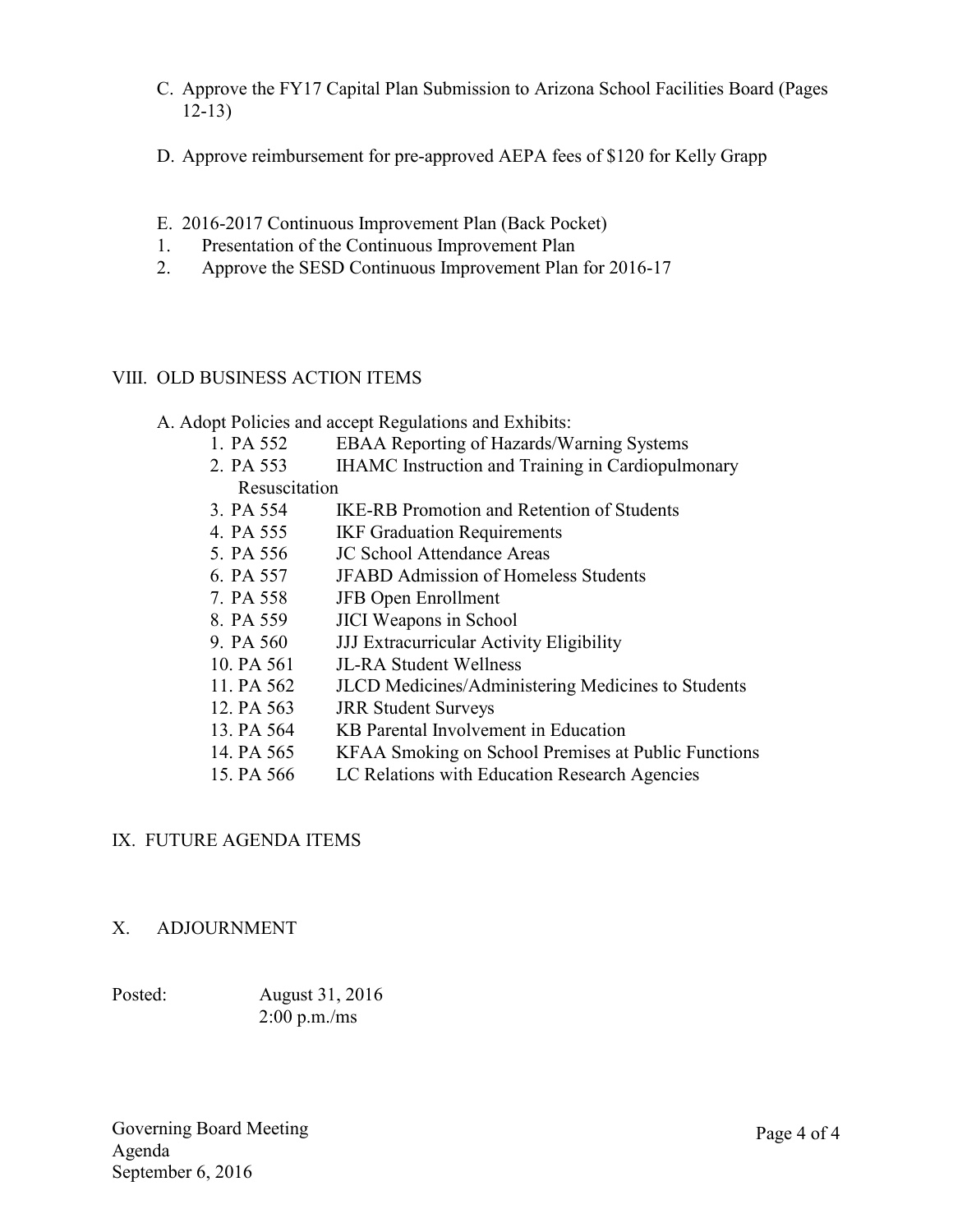C. Approve the FY17 Capital Plan Submission to Arizona School Facilities Board (Pages 12-13)

D. Approve reimbursement for pre-approved AEPA fees of $120 for Kelly Grapp

E. 2016-2017 Continuous Improvement Plan (Back Pocket)
1. Presentation of the Continuous Improvement Plan
2. Approve the SESD Continuous Improvement Plan for 2016-17

## VIII. OLD BUSINESS ACTION ITEMS

A. Adopt Policies and accept Regulations and Exhibits:
1. PA 552 EBAA Reporting of Hazards/Warning Systems
2. PA 553 IHAMC Instruction and Training in Cardiopulmonary Resuscitation
3. PA 554 IKE-RB Promotion and Retention of Students
4. PA 555 IKF Graduation Requirements
5. PA 556 JC School Attendance Areas
6. PA 557 JFABD Admission of Homeless Students
7. PA 558 JFB Open Enrollment
8. PA 559 JICI Weapons in School
9. PA 560 JJJ Extracurricular Activity Eligibility
10. PA 561 JL-RA Student Wellness
11. PA 562 JLCD Medicines/Administering Medicines to Students
12. PA 563 JRR Student Surveys
13. PA 564 KB Parental Involvement in Education
14. PA 565 KFAA Smoking on School Premises at Public Functions
15. PA 566 LC Relations with Education Research Agencies

## IX. FUTURE AGENDA ITEMS

## X. ADJOURNMENT

Posted: August 31, 2016
2:00 p.m./ms

Governing Board Meeting
Agenda
September 6, 2016